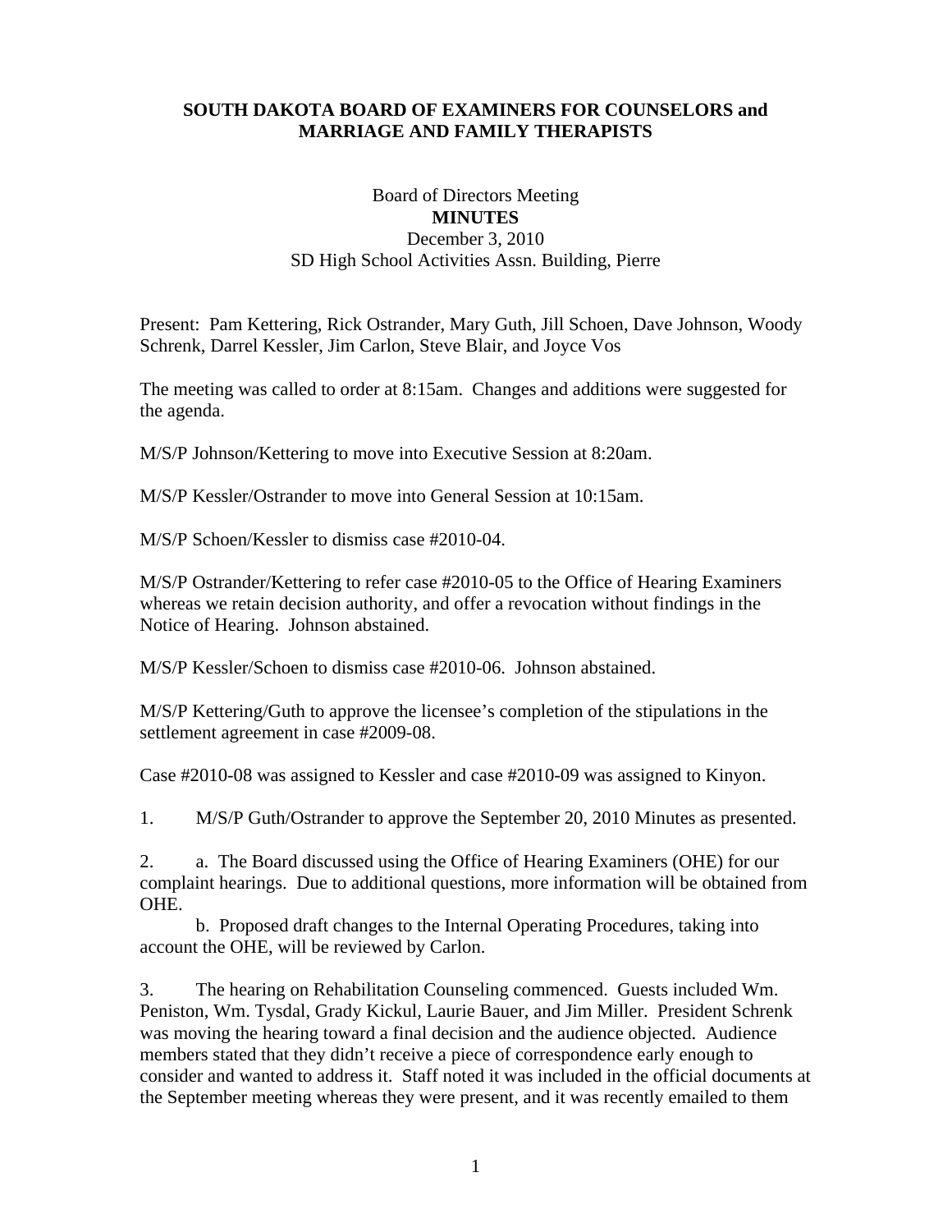**SOUTH DAKOTA BOARD OF EXAMINERS FOR COUNSELORS and MARRIAGE AND FAMILY THERAPISTS**

Board of Directors Meeting
**MINUTES**
December 3, 2010
SD High School Activities Assn. Building, Pierre

Present: Pam Kettering, Rick Ostrander, Mary Guth, Jill Schoen, Dave Johnson, Woody Schrenk, Darrel Kessler, Jim Carlon, Steve Blair, and Joyce Vos

The meeting was called to order at 8:15am. Changes and additions were suggested for the agenda.

M/S/P Johnson/Kettering to move into Executive Session at 8:20am.

M/S/P Kessler/Ostrander to move into General Session at 10:15am.

M/S/P Schoen/Kessler to dismiss case #2010-04.

M/S/P Ostrander/Kettering to refer case #2010-05 to the Office of Hearing Examiners whereas we retain decision authority, and offer a revocation without findings in the Notice of Hearing. Johnson abstained.

M/S/P Kessler/Schoen to dismiss case #2010-06. Johnson abstained.

M/S/P Kettering/Guth to approve the licensee's completion of the stipulations in the settlement agreement in case #2009-08.

Case #2010-08 was assigned to Kessler and case #2010-09 was assigned to Kinyon.

1. M/S/P Guth/Ostrander to approve the September 20, 2010 Minutes as presented.

2. a. The Board discussed using the Office of Hearing Examiners (OHE) for our complaint hearings. Due to additional questions, more information will be obtained from OHE.

   b. Proposed draft changes to the Internal Operating Procedures, taking into account the OHE, will be reviewed by Carlon.

3. The hearing on Rehabilitation Counseling commenced. Guests included Wm. Peniston, Wm. Tysdal, Grady Kickul, Laurie Bauer, and Jim Miller. President Schrenk was moving the hearing toward a final decision and the audience objected. Audience members stated that they didn't receive a piece of correspondence early enough to consider and wanted to address it. Staff noted it was included in the official documents at the September meeting whereas they were present, and it was recently emailed to them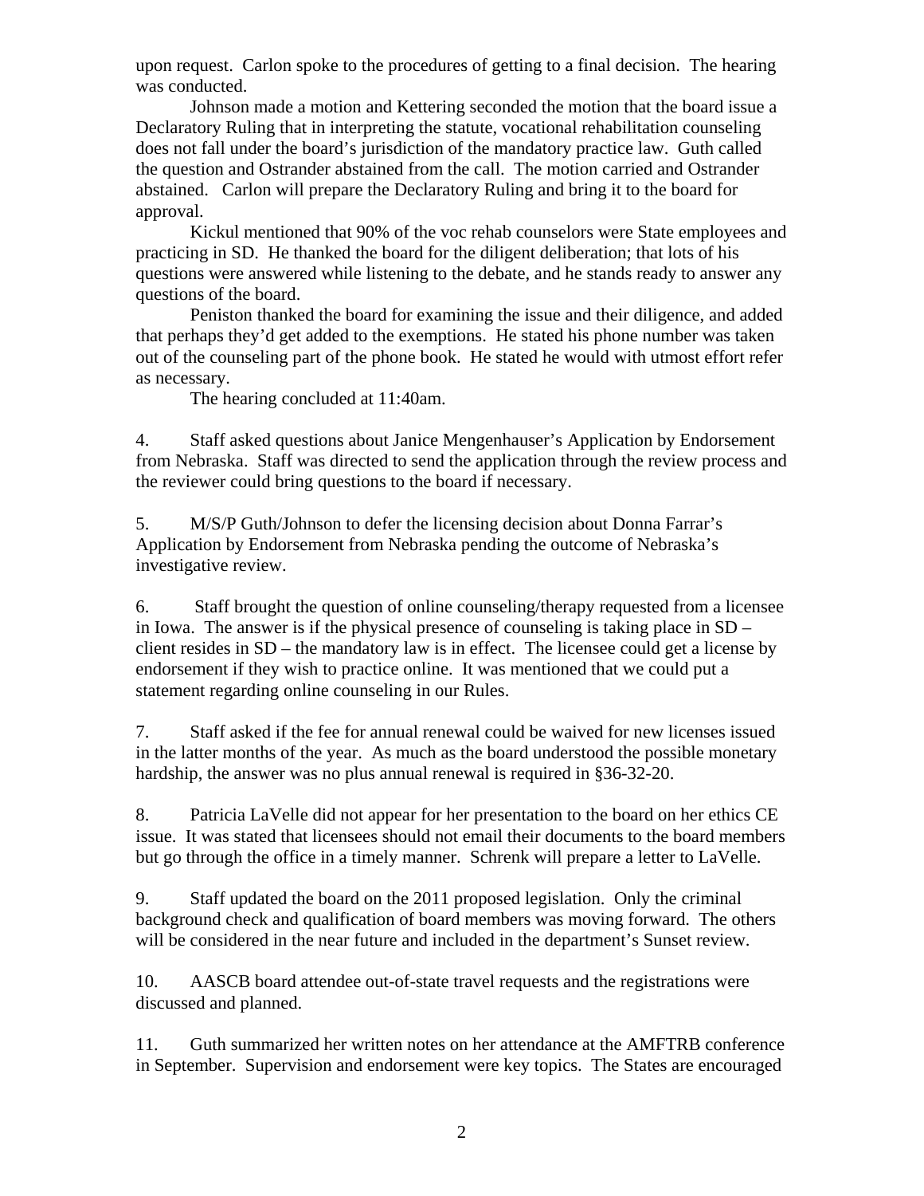upon request. Carlon spoke to the procedures of getting to a final decision. The hearing was conducted.

Johnson made a motion and Kettering seconded the motion that the board issue a Declaratory Ruling that in interpreting the statute, vocational rehabilitation counseling does not fall under the board's jurisdiction of the mandatory practice law. Guth called the question and Ostrander abstained from the call. The motion carried and Ostrander abstained. Carlon will prepare the Declaratory Ruling and bring it to the board for approval.

Kickul mentioned that 90% of the voc rehab counselors were State employees and practicing in SD. He thanked the board for the diligent deliberation; that lots of his questions were answered while listening to the debate, and he stands ready to answer any questions of the board.

Peniston thanked the board for examining the issue and their diligence, and added that perhaps they'd get added to the exemptions. He stated his phone number was taken out of the counseling part of the phone book. He stated he would with utmost effort refer as necessary.

The hearing concluded at 11:40am.

4. Staff asked questions about Janice Mengenhauser's Application by Endorsement from Nebraska. Staff was directed to send the application through the review process and the reviewer could bring questions to the board if necessary.

5. M/S/P Guth/Johnson to defer the licensing decision about Donna Farrar's Application by Endorsement from Nebraska pending the outcome of Nebraska's investigative review.

6. Staff brought the question of online counseling/therapy requested from a licensee in Iowa. The answer is if the physical presence of counseling is taking place in SD – client resides in SD – the mandatory law is in effect. The licensee could get a license by endorsement if they wish to practice online. It was mentioned that we could put a statement regarding online counseling in our Rules.

7. Staff asked if the fee for annual renewal could be waived for new licenses issued in the latter months of the year. As much as the board understood the possible monetary hardship, the answer was no plus annual renewal is required in §36-32-20.

8. Patricia LaVelle did not appear for her presentation to the board on her ethics CE issue. It was stated that licensees should not email their documents to the board members but go through the office in a timely manner. Schrenk will prepare a letter to LaVelle.

9. Staff updated the board on the 2011 proposed legislation. Only the criminal background check and qualification of board members was moving forward. The others will be considered in the near future and included in the department's Sunset review.

10. AASCB board attendee out-of-state travel requests and the registrations were discussed and planned.

11. Guth summarized her written notes on her attendance at the AMFTRB conference in September. Supervision and endorsement were key topics. The States are encouraged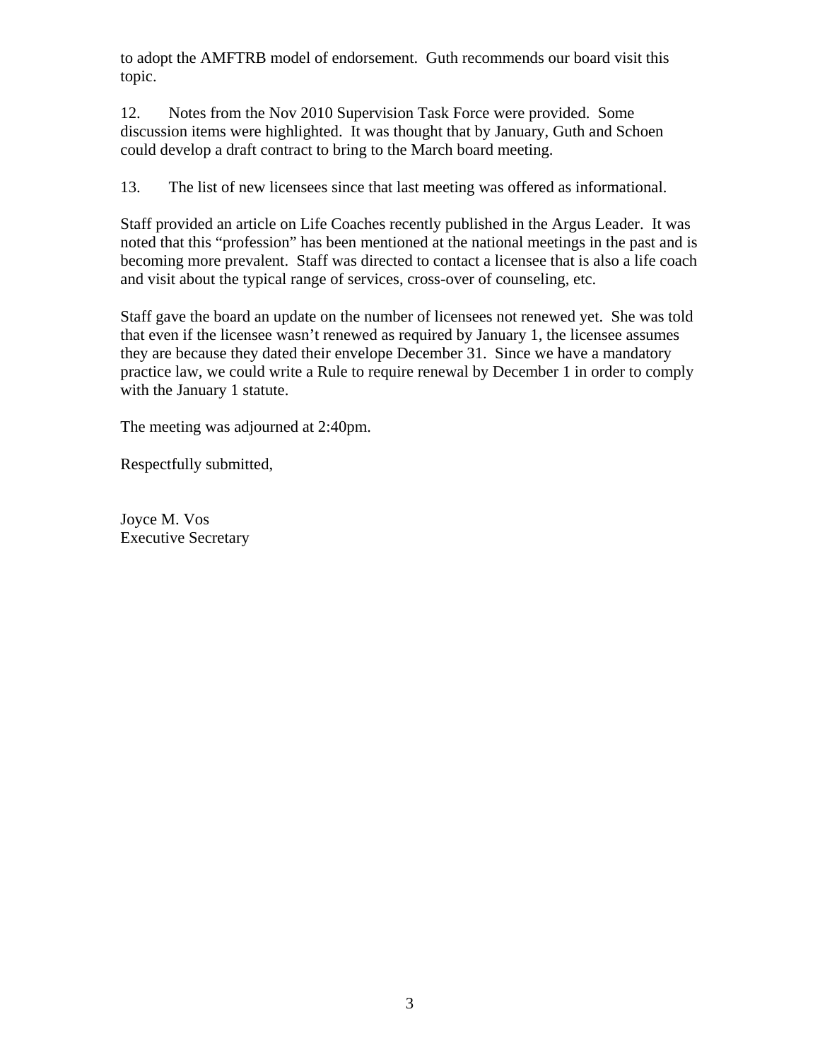to adopt the AMFTRB model of endorsement. Guth recommends our board visit this topic.

12. Notes from the Nov 2010 Supervision Task Force were provided. Some discussion items were highlighted. It was thought that by January, Guth and Schoen could develop a draft contract to bring to the March board meeting.

13. The list of new licensees since that last meeting was offered as informational.

Staff provided an article on Life Coaches recently published in the Argus Leader. It was noted that this "profession" has been mentioned at the national meetings in the past and is becoming more prevalent. Staff was directed to contact a licensee that is also a life coach and visit about the typical range of services, cross-over of counseling, etc.

Staff gave the board an update on the number of licensees not renewed yet. She was told that even if the licensee wasn't renewed as required by January 1, the licensee assumes they are because they dated their envelope December 31. Since we have a mandatory practice law, we could write a Rule to require renewal by December 1 in order to comply with the January 1 statute.

The meeting was adjourned at 2:40pm.

Respectfully submitted,

Joyce M. Vos
Executive Secretary